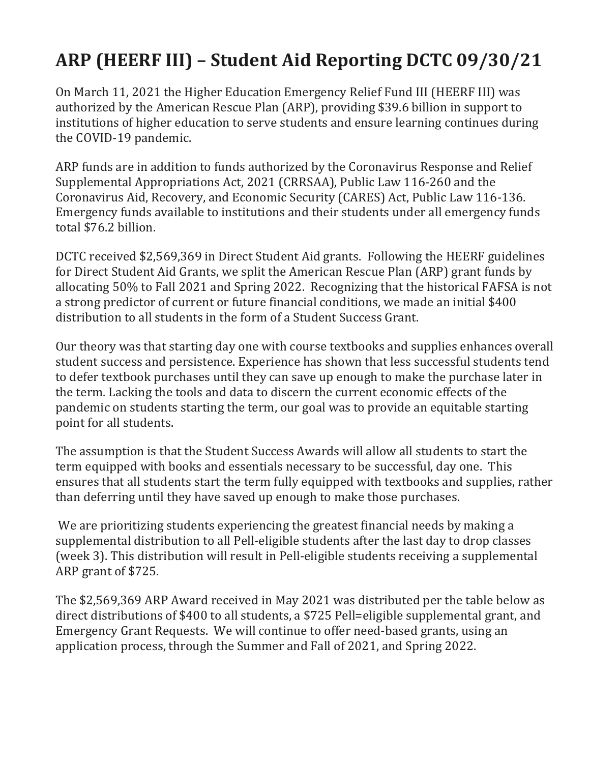# ARP (HEERF III) – Student Aid Reporting DCTC 09/30/21

On March 11, 2021 the Higher Education Emergency Relief Fund III (HEERF III) was authorized by the American Rescue Plan (ARP), providing $39.6 billion in support to institutions of higher education to serve students and ensure learning continues during the COVID-19 pandemic.

ARP funds are in addition to funds authorized by the Coronavirus Response and Relief Supplemental Appropriations Act, 2021 (CRRSAA), Public Law 116-260 and the Coronavirus Aid, Recovery, and Economic Security (CARES) Act, Public Law 116-136. Emergency funds available to institutions and their students under all emergency funds total $76.2 billion.

DCTC received $2,569,369 in Direct Student Aid grants. Following the HEERF guidelines for Direct Student Aid Grants, we split the American Rescue Plan (ARP) grant funds by allocating 50% to Fall 2021 and Spring 2022. Recognizing that the historical FAFSA is not a strong predictor of current or future financial conditions, we made an initial $400 distribution to all students in the form of a Student Success Grant.

Our theory was that starting day one with course textbooks and supplies enhances overall student success and persistence. Experience has shown that less successful students tend to defer textbook purchases until they can save up enough to make the purchase later in the term. Lacking the tools and data to discern the current economic effects of the pandemic on students starting the term, our goal was to provide an equitable starting point for all students.

The assumption is that the Student Success Awards will allow all students to start the term equipped with books and essentials necessary to be successful, day one. This ensures that all students start the term fully equipped with textbooks and supplies, rather than deferring until they have saved up enough to make those purchases.

We are prioritizing students experiencing the greatest financial needs by making a supplemental distribution to all Pell-eligible students after the last day to drop classes (week 3). This distribution will result in Pell-eligible students receiving a supplemental ARP grant of $725.

The $2,569,369 ARP Award received in May 2021 was distributed per the table below as direct distributions of $400 to all students, a $725 Pell=eligible supplemental grant, and Emergency Grant Requests. We will continue to offer need-based grants, using an application process, through the Summer and Fall of 2021, and Spring 2022.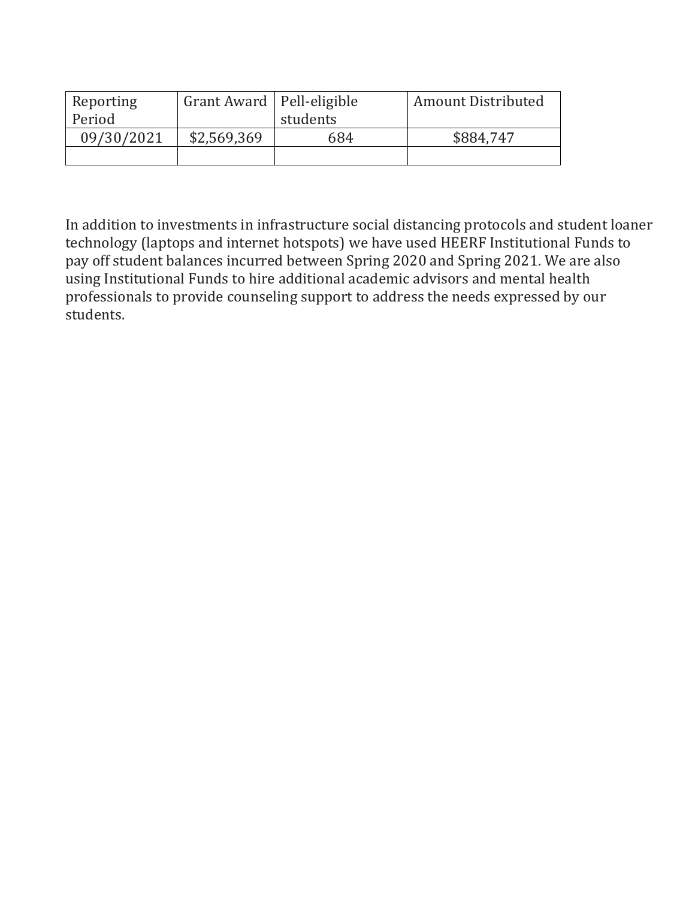| Reporting Period | Grant Award | Pell-eligible students | Amount Distributed |
|---|---|---|---|
| 09/30/2021 | $2,569,369 | 684 | $884,747 |
| | | | |

In addition to investments in infrastructure social distancing protocols and student loaner technology (laptops and internet hotspots) we have used HEERF Institutional Funds to pay off student balances incurred between Spring 2020 and Spring 2021. We are also using Institutional Funds to hire additional academic advisors and mental health professionals to provide counseling support to address the needs expressed by our students.